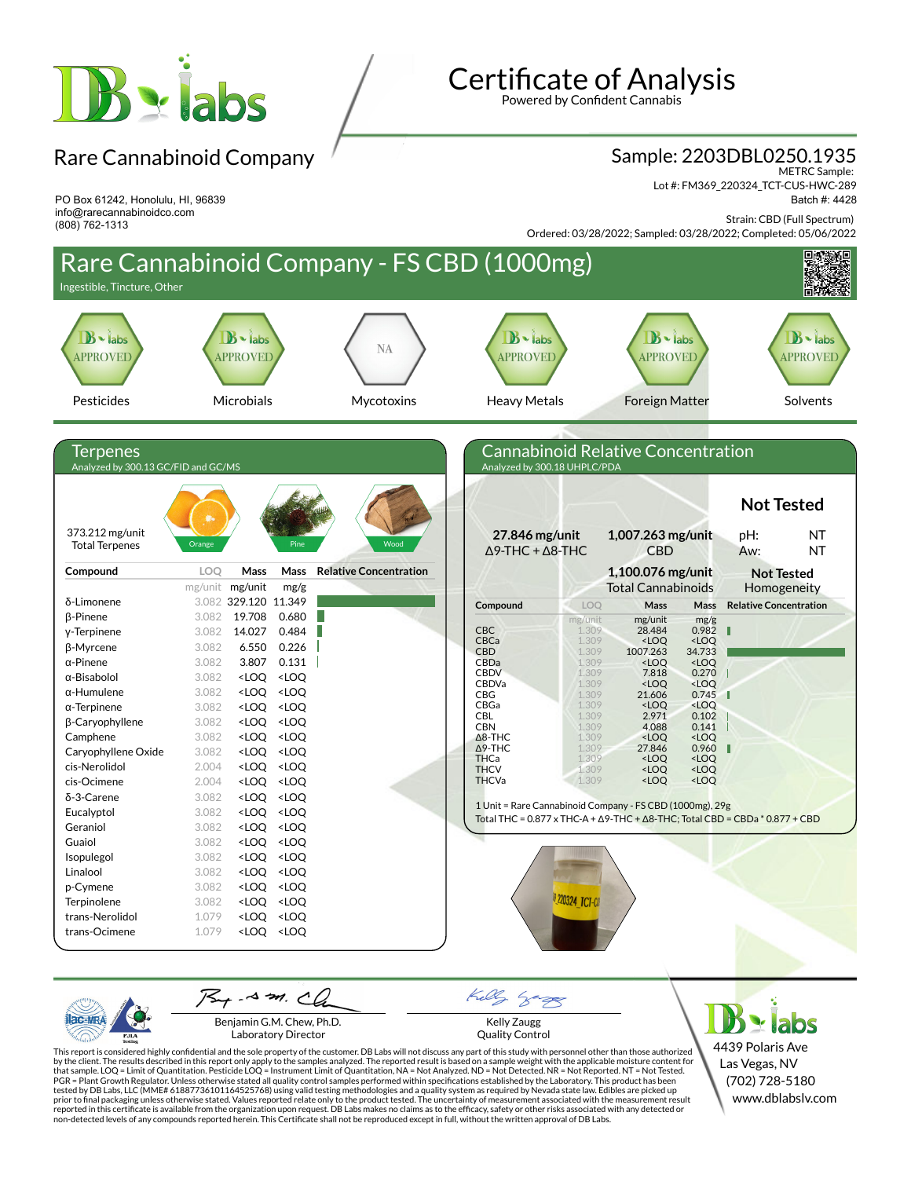# Certificate of Analysis

Powered by Confident Cannabis

## Rare Cannabinoid Company

PO Box 61242, Honolulu, HI, 96839
info@rarecannabinoidco.com
(808) 762-1313

**Sample: 2203DBL0250.1935**
METRC Sample:
Lot #: FM369_220324_TCT-CUS-HWC-289
Batch #: 4428

Strain: CBD (Full Spectrum)
Ordered: 03/28/2022; Sampled: 03/28/2022; Completed: 05/06/2022

## Rare Cannabinoid Company - FS CBD (1000mg)

Ingestible, Tincture, Other

| Pesticides | Microbials | Mycotoxins | Heavy Metals | Foreign Matter | Solvents |
|---|---|---|---|---|---|
| APPROVED | APPROVED | NA | APPROVED | APPROVED | APPROVED |

### Terpenes

Analyzed by 300.13 GC/FID and GC/MS

373.212 mg/unit Total Terpenes

Orange · Pine · Wood

| Compound | LOQ mg/unit | Mass mg/unit | Mass mg/g | Relative Concentration |
|---|---|---|---|---|
| δ-Limonene | 3.082 | 329.120 | 11.349 | |
| β-Pinene | 3.082 | 19.708 | 0.680 | |
| γ-Terpinene | 3.082 | 14.027 | 0.484 | |
| β-Myrcene | 3.082 | 6.550 | 0.226 | |
| α-Pinene | 3.082 | 3.807 | 0.131 | |
| α-Bisabolol | 3.082 | <LOQ | <LOQ | |
| α-Humulene | 3.082 | <LOQ | <LOQ | |
| α-Terpinene | 3.082 | <LOQ | <LOQ | |
| β-Caryophyllene | 3.082 | <LOQ | <LOQ | |
| Camphene | 3.082 | <LOQ | <LOQ | |
| Caryophyllene Oxide | 3.082 | <LOQ | <LOQ | |
| cis-Nerolidol | 2.004 | <LOQ | <LOQ | |
| cis-Ocimene | 2.004 | <LOQ | <LOQ | |
| δ-3-Carene | 3.082 | <LOQ | <LOQ | |
| Eucalyptol | 3.082 | <LOQ | <LOQ | |
| Geraniol | 3.082 | <LOQ | <LOQ | |
| Guaiol | 3.082 | <LOQ | <LOQ | |
| Isopulegol | 3.082 | <LOQ | <LOQ | |
| Linalool | 3.082 | <LOQ | <LOQ | |
| p-Cymene | 3.082 | <LOQ | <LOQ | |
| Terpinolene | 3.082 | <LOQ | <LOQ | |
| trans-Nerolidol | 1.079 | <LOQ | <LOQ | |
| trans-Ocimene | 1.079 | <LOQ | <LOQ | |

### Cannabinoid Relative Concentration

Analyzed by 300.18 UHPLC/PDA

**27.846 mg/unit** Δ9-THC + Δ8-THC

**1,007.263 mg/unit** CBD

**1,100.076 mg/unit** Total Cannabinoids

**Not Tested**
pH: NT
Aw: NT

**Not Tested** Homogeneity

| Compound | LOQ mg/unit | Mass mg/unit | Mass mg/g | Relative Concentration |
|---|---|---|---|---|
| CBC | 1.309 | 28.484 | 0.982 | |
| CBCa | 1.309 | <LOQ | <LOQ | |
| CBD | 1.309 | 1007.263 | 34.733 | |
| CBDa | 1.309 | <LOQ | <LOQ | |
| CBDV | 1.309 | 7.818 | 0.270 | |
| CBDVa | 1.309 | <LOQ | <LOQ | |
| CBG | 1.309 | 21.606 | 0.745 | |
| CBGa | 1.309 | <LOQ | <LOQ | |
| CBL | 1.309 | 2.971 | 0.102 | |
| CBN | 1.309 | 4.088 | 0.141 | |
| Δ8-THC | 1.309 | <LOQ | <LOQ | |
| Δ9-THC | 1.309 | 27.846 | 0.960 | |
| THCa | 1.309 | <LOQ | <LOQ | |
| THCV | 1.309 | <LOQ | <LOQ | |
| THCVa | 1.309 | <LOQ | <LOQ | |

1 Unit = Rare Cannabinoid Company - FS CBD (1000mg), 29g
Total THC = 0.877 x THC-A + Δ9-THC + Δ8-THC; Total CBD = CBDa * 0.877 + CBD

Benjamin G.M. Chew, Ph.D.
Laboratory Director

Kelly Zaugg
Quality Control

DB Labs
4439 Polaris Ave
Las Vegas, NV
(702) 728-5180
www.dblabslv.com

This report is considered highly confidential and the sole property of the customer. DB Labs will not discuss any part of this study with personnel other than those authorized by the client. The results described in this report only apply to the samples analyzed. The reported result is based on a sample weight with the applicable moisture content for that sample. LOQ = Limit of Quantitation. Pesticide LOQ = Instrument Limit of Quantitation, NA = Not Analyzed. ND = Not Detected. NR = Not Reported. NT = Not Tested. PGR = Plant Growth Regulator. Unless otherwise stated all quality control samples performed within specifications established by the Laboratory. This product has been tested by DB Labs, LLC (MME# 61887736101164525768) using valid testing methodologies and a quality system as required by Nevada state law. Edibles are picked up prior to final packaging unless otherwise stated. Values reported relate only to the product tested. The uncertainty of measurement associated with the measurement result reported in this certificate is available from the organization upon request. DB Labs makes no claims as to the efficacy, safety or other risks associated with any detected or non-detected levels of any compounds reported herein. This Certificate shall not be reproduced except in full, without the written approval of DB Labs.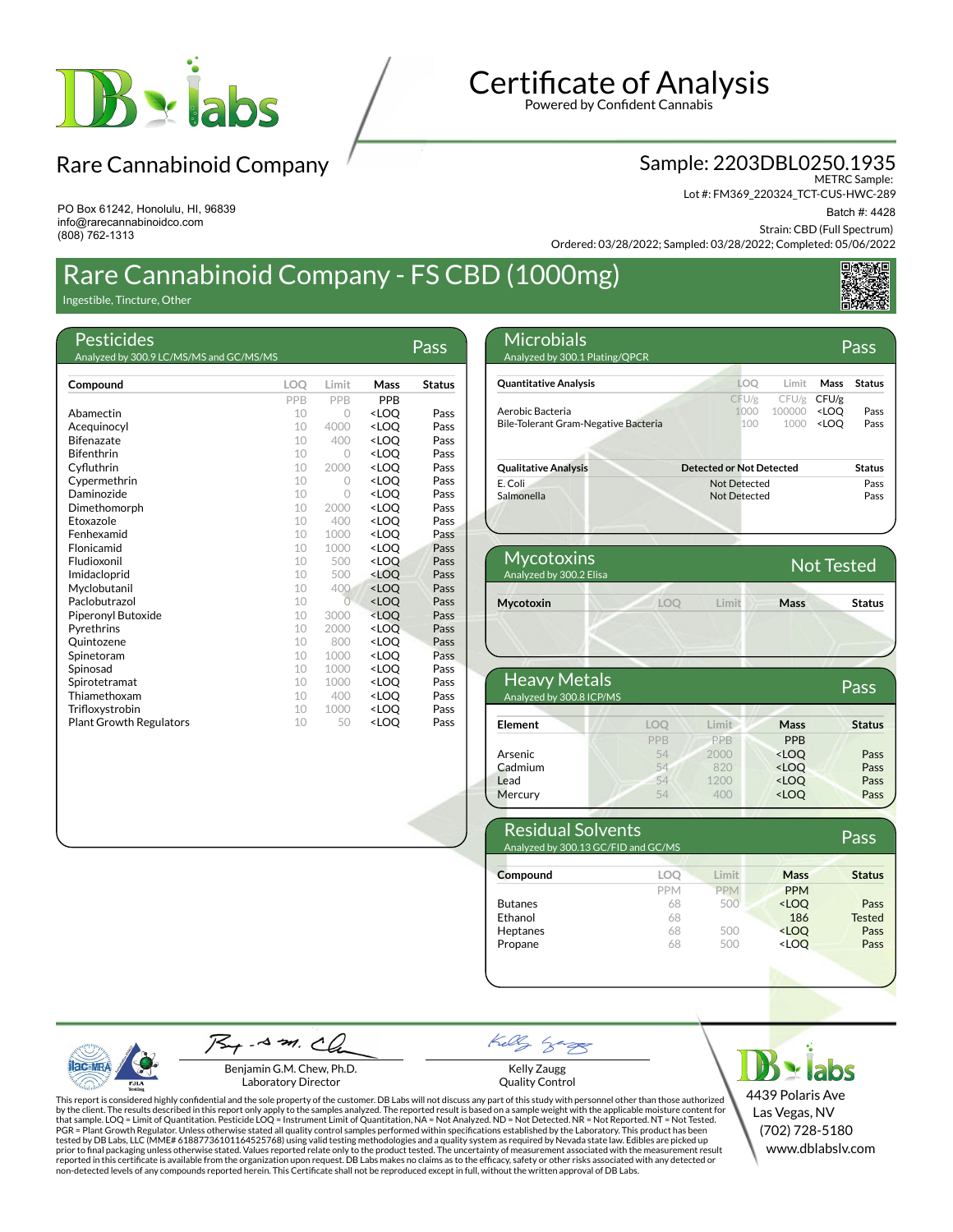# Certificate of Analysis

Powered by Confident Cannabis

## Rare Cannabinoid Company

PO Box 61242, Honolulu, HI, 96839
info@rarecannabinoidco.com
(808) 762-1313

**Sample: 2203DBL0250.1935**
METRC Sample:
Lot #: FM369_220324_TCT-CUS-HWC-289
Batch #: 4428
Strain: CBD (Full Spectrum)
Ordered: 03/28/2022; Sampled: 03/28/2022; Completed: 05/06/2022

# Rare Cannabinoid Company - FS CBD (1000mg)

Ingestible, Tincture, Other

## Pesticides — Pass

Analyzed by 300.9 LC/MS/MS and GC/MS/MS

| Compound | LOQ | Limit | Mass | Status |
|---|---|---|---|---|
| | PPB | PPB | PPB | |
| Abamectin | 10 | 0 | <LOQ | Pass |
| Acequinocyl | 10 | 4000 | <LOQ | Pass |
| Bifenazate | 10 | 400 | <LOQ | Pass |
| Bifenthrin | 10 | 0 | <LOQ | Pass |
| Cyfluthrin | 10 | 2000 | <LOQ | Pass |
| Cypermethrin | 10 | 0 | <LOQ | Pass |
| Daminozide | 10 | 0 | <LOQ | Pass |
| Dimethomorph | 10 | 2000 | <LOQ | Pass |
| Etoxazole | 10 | 400 | <LOQ | Pass |
| Fenhexamid | 10 | 1000 | <LOQ | Pass |
| Flonicamid | 10 | 1000 | <LOQ | Pass |
| Fludioxonil | 10 | 500 | <LOQ | Pass |
| Imidacloprid | 10 | 500 | <LOQ | Pass |
| Myclobutanil | 10 | 400 | <LOQ | Pass |
| Paclobutrazol | 10 | 0 | <LOQ | Pass |
| Piperonyl Butoxide | 10 | 3000 | <LOQ | Pass |
| Pyrethrins | 10 | 2000 | <LOQ | Pass |
| Quintozene | 10 | 800 | <LOQ | Pass |
| Spinetoram | 10 | 1000 | <LOQ | Pass |
| Spinosad | 10 | 1000 | <LOQ | Pass |
| Spirotetramat | 10 | 1000 | <LOQ | Pass |
| Thiamethoxam | 10 | 400 | <LOQ | Pass |
| Trifloxystrobin | 10 | 1000 | <LOQ | Pass |
| Plant Growth Regulators | 10 | 50 | <LOQ | Pass |

## Microbials — Pass

Analyzed by 300.1 Plating/QPCR

| Quantitative Analysis | LOQ | Limit | Mass | Status |
|---|---|---|---|---|
| | CFU/g | CFU/g | CFU/g | |
| Aerobic Bacteria | 1000 | 100000 | <LOQ | Pass |
| Bile-Tolerant Gram-Negative Bacteria | 100 | 1000 | <LOQ | Pass |

| Qualitative Analysis | Detected or Not Detected | Status |
|---|---|---|
| E. Coli | Not Detected | Pass |
| Salmonella | Not Detected | Pass |

## Mycotoxins — Not Tested

Analyzed by 300.2 Elisa

| Mycotoxin | LOQ | Limit | Mass | Status |
|---|---|---|---|---|

## Heavy Metals — Pass

Analyzed by 300.8 ICP/MS

| Element | LOQ | Limit | Mass | Status |
|---|---|---|---|---|
| | PPB | PPB | PPB | |
| Arsenic | 54 | 2000 | <LOQ | Pass |
| Cadmium | 54 | 820 | <LOQ | Pass |
| Lead | 54 | 1200 | <LOQ | Pass |
| Mercury | 54 | 400 | <LOQ | Pass |

## Residual Solvents — Pass

Analyzed by 300.13 GC/FID and GC/MS

| Compound | LOQ | Limit | Mass | Status |
|---|---|---|---|---|
| | PPM | PPM | PPM | |
| Butanes | 68 | 500 | <LOQ | Pass |
| Ethanol | 68 | | 186 | Tested |
| Heptanes | 68 | 500 | <LOQ | Pass |
| Propane | 68 | 500 | <LOQ | Pass |

Benjamin G.M. Chew, Ph.D.
Laboratory Director

Kelly Zaugg
Quality Control

4439 Polaris Ave
Las Vegas, NV
(702) 728-5180
www.dblabslv.com

This report is considered highly confidential and the sole property of the customer. DB Labs will not discuss any part of this study with personnel other than those authorized by the client. The results described in this report only apply to the samples analyzed. The reported result is based on a sample weight with the applicable moisture content for that sample. LOQ = Limit of Quantitation. Pesticide LOQ = Instrument Limit of Quantitation, NA = Not Analyzed. ND = Not Detected. NR = Not Reported. NT = Not Tested. PGR = Plant Growth Regulator. Unless otherwise stated all quality control samples performed within specifications established by the Laboratory. This product has been tested by DB Labs, LLC (MME# 61887736101164525768) using valid testing methodologies and a quality system as required by Nevada state law. Edibles are picked up prior to final packaging unless otherwise stated. Values reported relate only to the product tested. The uncertainty of measurement associated with the measurement result reported in this certificate is available from the organization upon request. DB Labs makes no claims as to the efficacy, safety or other risks associated with any detected or non-detected levels of any compounds reported herein. This Certificate shall not be reproduced except in full, without the written approval of DB Labs.